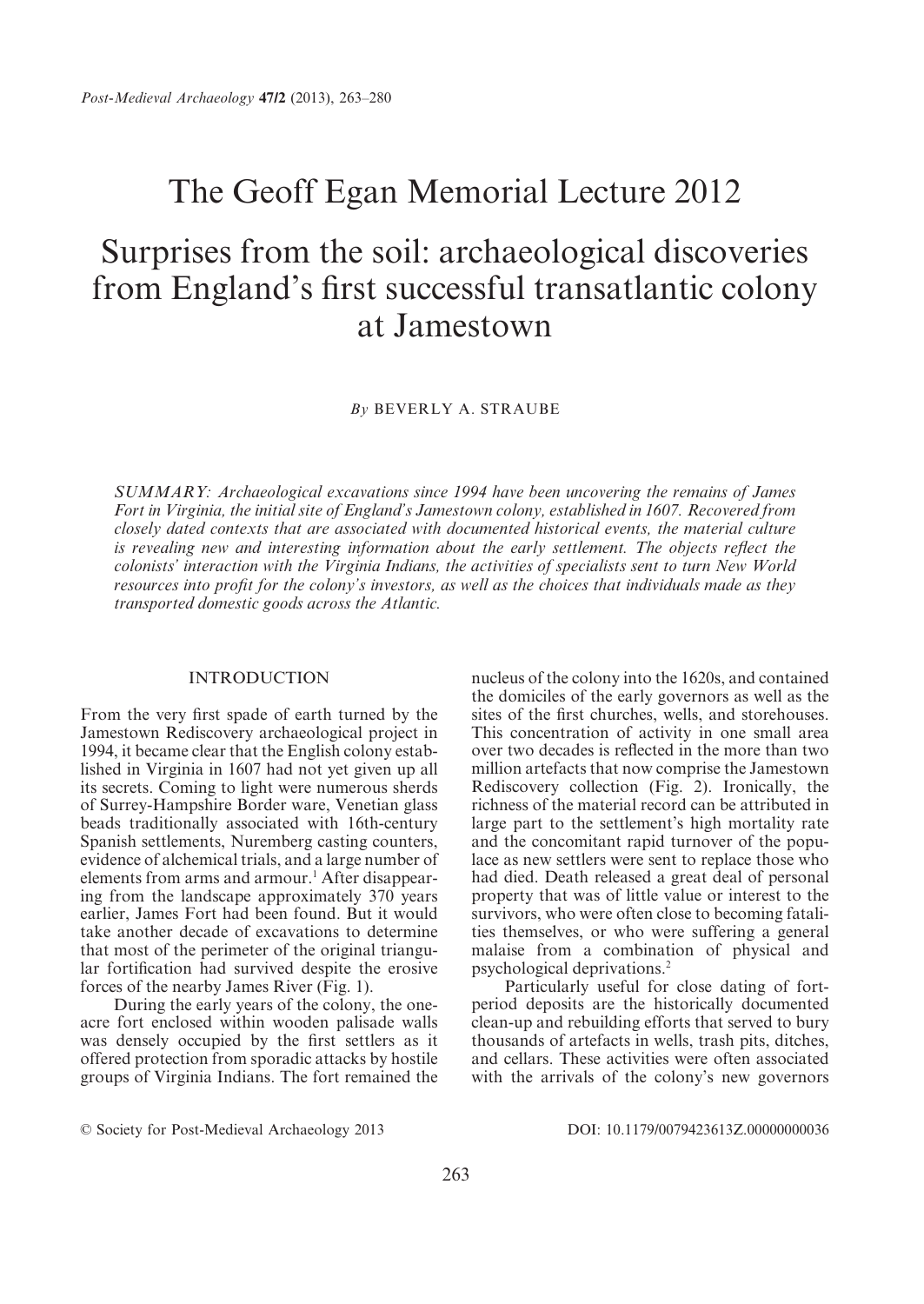# The Geoff Egan Memorial Lecture 2012

# Surprises from the soil: archaeological discoveries from England's first successful transatlantic colony at Jamestown

*By* BEVERLY A. STRAUBE

*SUMMARY: Archaeological excavations since 1994 have been uncovering the remains of James Fort in Virginia, the initial site of England's Jamestown colony, established in 1607. Recovered from closely dated contexts that are associated with documented historical events, the material culture is revealing new and interesting information about the early settlement. The objects reflect the colonists' interaction with the Virginia Indians, the activities of specialists sent to turn New World resources into profit for the colony's investors, as well as the choices that individuals made as they transported domestic goods across the Atlantic.*

## INTRODUCTION

From the very first spade of earth turned by the Jamestown Rediscovery archaeological project in 1994, it became clear that the English colony established in Virginia in 1607 had not yet given up all its secrets. Coming to light were numerous sherds of Surrey-Hampshire Border ware, Venetian glass beads traditionally associated with 16th-century Spanish settlements, Nuremberg casting counters, evidence of alchemical trials, and a large number of elements from arms and armour.[1] After disappearing from the landscape approximately 370 years earlier, James Fort had been found. But it would take another decade of excavations to determine that most of the perimeter of the original triangular fortification had survived despite the erosive forces of the nearby James River (Fig. 1).

During the early years of the colony, the one-acre fort enclosed within wooden palisade walls was densely occupied by the first settlers as it offered protection from sporadic attacks by hostile groups of Virginia Indians. The fort remained the nucleus of the colony into the 1620s, and contained the domiciles of the early governors as well as the sites of the first churches, wells, and storehouses. This concentration of activity in one small area over two decades is reflected in the more than two million artefacts that now comprise the Jamestown Rediscovery collection (Fig. 2). Ironically, the richness of the material record can be attributed in large part to the settlement's high mortality rate and the concomitant rapid turnover of the populace as new settlers were sent to replace those who had died. Death released a great deal of personal property that was of little value or interest to the survivors, who were often close to becoming fatalities themselves, or who were suffering a general malaise from a combination of physical and psychological deprivations.[2]

Particularly useful for close dating of fort-period deposits are the historically documented clean-up and rebuilding efforts that served to bury thousands of artefacts in wells, trash pits, ditches, and cellars. These activities were often associated with the arrivals of the colony's new governors

© Society for Post-Medieval Archaeology 2013

DOI: 10.1179/0079423613Z.00000000036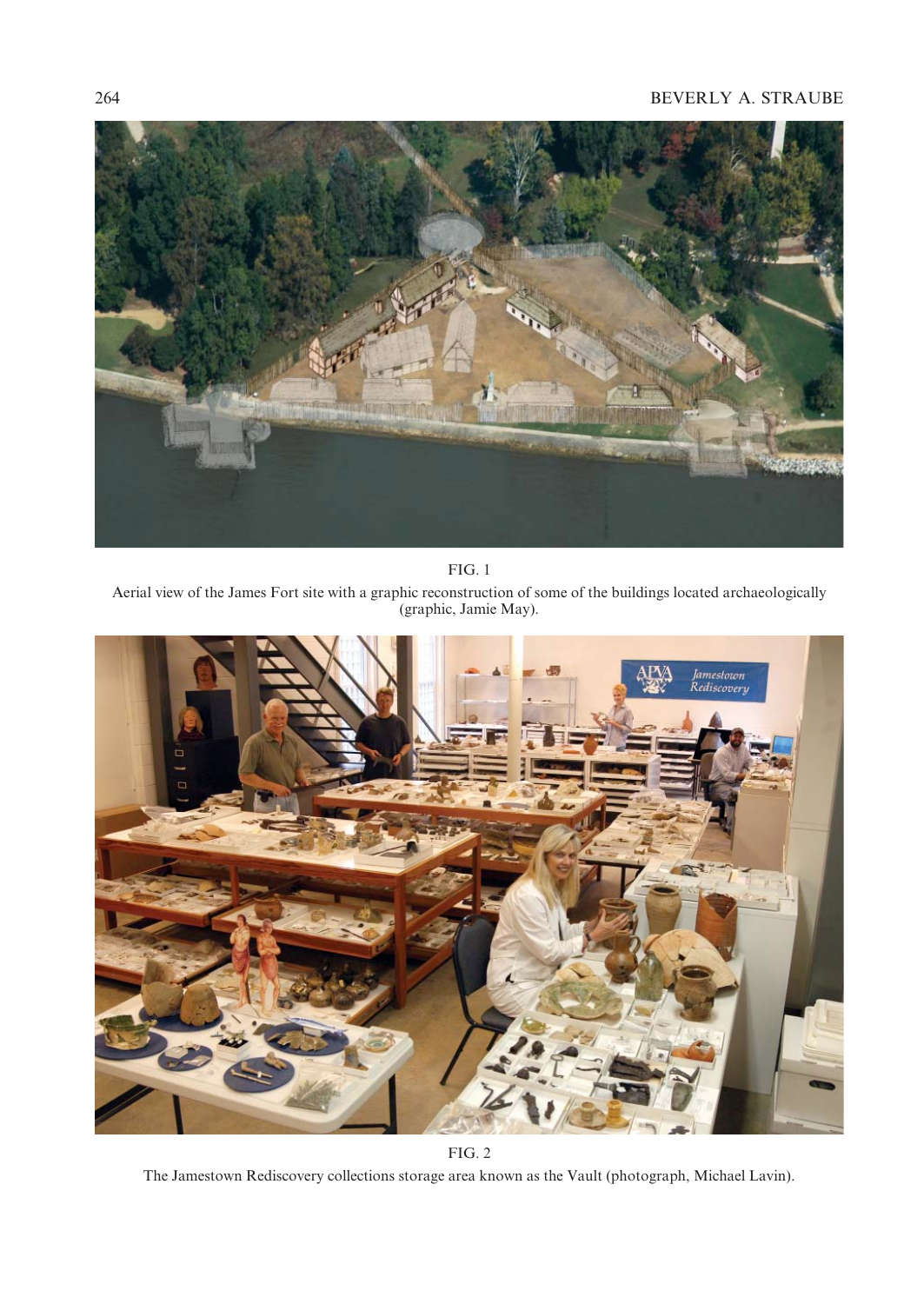FIG. 1

Aerial view of the James Fort site with a graphic reconstruction of some of the buildings located archaeologically (graphic, Jamie May).

FIG. 2

The Jamestown Rediscovery collections storage area known as the Vault (photograph, Michael Lavin).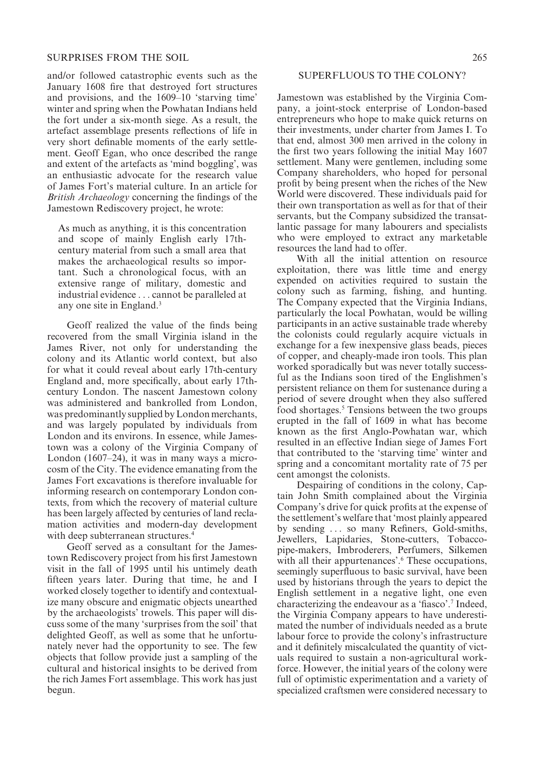and/or followed catastrophic events such as the January 1608 fire that destroyed fort structures and provisions, and the 1609–10 'starving time' winter and spring when the Powhatan Indians held the fort under a six-month siege. As a result, the artefact assemblage presents reflections of life in very short definable moments of the early settlement. Geoff Egan, who once described the range and extent of the artefacts as 'mind boggling', was an enthusiastic advocate for the research value of James Fort's material culture. In an article for *British Archaeology* concerning the findings of the Jamestown Rediscovery project, he wrote:

> As much as anything, it is this concentration and scope of mainly English early 17th-century material from such a small area that makes the archaeological results so important. Such a chronological focus, with an extensive range of military, domestic and industrial evidence . . . cannot be paralleled at any one site in England.[3]

Geoff realized the value of the finds being recovered from the small Virginia island in the James River, not only for understanding the colony and its Atlantic world context, but also for what it could reveal about early 17th-century England and, more specifically, about early 17th-century London. The nascent Jamestown colony was administered and bankrolled from London, was predominantly supplied by London merchants, and was largely populated by individuals from London and its environs. In essence, while Jamestown was a colony of the Virginia Company of London (1607–24), it was in many ways a microcosm of the City. The evidence emanating from the James Fort excavations is therefore invaluable for informing research on contemporary London contexts, from which the recovery of material culture has been largely affected by centuries of land reclamation activities and modern-day development with deep subterranean structures.[4]

Geoff served as a consultant for the Jamestown Rediscovery project from his first Jamestown visit in the fall of 1995 until his untimely death fifteen years later. During that time, he and I worked closely together to identify and contextualize many obscure and enigmatic objects unearthed by the archaeologists' trowels. This paper will discuss some of the many 'surprises from the soil' that delighted Geoff, as well as some that he unfortunately never had the opportunity to see. The few objects that follow provide just a sampling of the cultural and historical insights to be derived from the rich James Fort assemblage. This work has just begun.

## SUPERFLUOUS TO THE COLONY?

Jamestown was established by the Virginia Company, a joint-stock enterprise of London-based entrepreneurs who hope to make quick returns on their investments, under charter from James I. To that end, almost 300 men arrived in the colony in the first two years following the initial May 1607 settlement. Many were gentlemen, including some Company shareholders, who hoped for personal profit by being present when the riches of the New World were discovered. These individuals paid for their own transportation as well as for that of their servants, but the Company subsidized the transatlantic passage for many labourers and specialists who were employed to extract any marketable resources the land had to offer.

With all the initial attention on resource exploitation, there was little time and energy expended on activities required to sustain the colony such as farming, fishing, and hunting. The Company expected that the Virginia Indians, particularly the local Powhatan, would be willing participants in an active sustainable trade whereby the colonists could regularly acquire victuals in exchange for a few inexpensive glass beads, pieces of copper, and cheaply-made iron tools. This plan worked sporadically but was never totally successful as the Indians soon tired of the Englishmen's persistent reliance on them for sustenance during a period of severe drought when they also suffered food shortages.[5] Tensions between the two groups erupted in the fall of 1609 in what has become known as the first Anglo-Powhatan war, which resulted in an effective Indian siege of James Fort that contributed to the 'starving time' winter and spring and a concomitant mortality rate of 75 per cent amongst the colonists.

Despairing of conditions in the colony, Captain John Smith complained about the Virginia Company's drive for quick profits at the expense of the settlement's welfare that 'most plainly appeared by sending . . . so many Refiners, Gold-smiths, Jewellers, Lapidaries, Stone-cutters, Tobacco-pipe-makers, Imbroderers, Perfumers, Silkemen with all their appurtenances'.[6] These occupations, seemingly superfluous to basic survival, have been used by historians through the years to depict the English settlement in a negative light, one even characterizing the endeavour as a 'fiasco'.[7] Indeed, the Virginia Company appears to have underestimated the number of individuals needed as a brute labour force to provide the colony's infrastructure and it definitely miscalculated the quantity of victuals required to sustain a non-agricultural workforce. However, the initial years of the colony were full of optimistic experimentation and a variety of specialized craftsmen were considered necessary to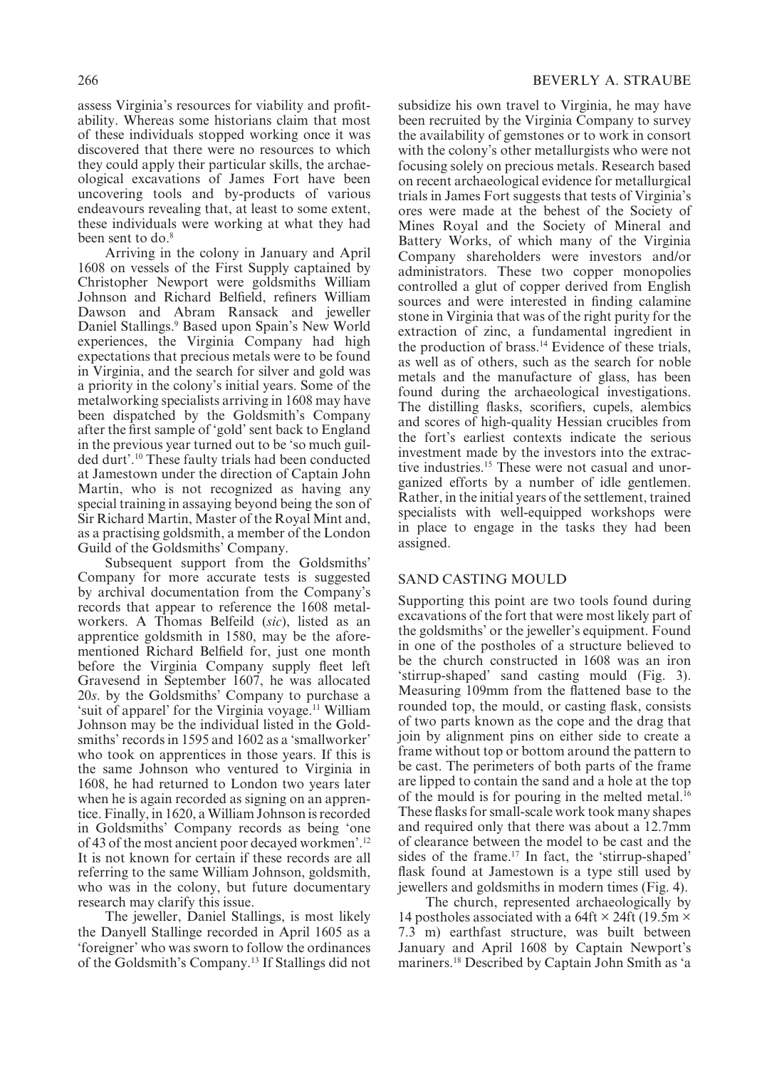assess Virginia's resources for viability and profitability. Whereas some historians claim that most of these individuals stopped working once it was discovered that there were no resources to which they could apply their particular skills, the archaeological excavations of James Fort have been uncovering tools and by-products of various endeavours revealing that, at least to some extent, these individuals were working at what they had been sent to do.[8]

Arriving in the colony in January and April 1608 on vessels of the First Supply captained by Christopher Newport were goldsmiths William Johnson and Richard Belfield, refiners William Dawson and Abram Ransack and jeweller Daniel Stallings.[9] Based upon Spain's New World experiences, the Virginia Company had high expectations that precious metals were to be found in Virginia, and the search for silver and gold was a priority in the colony's initial years. Some of the metalworking specialists arriving in 1608 may have been dispatched by the Goldsmith's Company after the first sample of 'gold' sent back to England in the previous year turned out to be 'so much guilded durt'.[10] These faulty trials had been conducted at Jamestown under the direction of Captain John Martin, who is not recognized as having any special training in assaying beyond being the son of Sir Richard Martin, Master of the Royal Mint and, as a practising goldsmith, a member of the London Guild of the Goldsmiths' Company.

Subsequent support from the Goldsmiths' Company for more accurate tests is suggested by archival documentation from the Company's records that appear to reference the 1608 metalworkers. A Thomas Belfeild (*sic*), listed as an apprentice goldsmith in 1580, may be the aforementioned Richard Belfield for, just one month before the Virginia Company supply fleet left Gravesend in September 1607, he was allocated 20*s*. by the Goldsmiths' Company to purchase a 'suit of apparel' for the Virginia voyage.[11] William Johnson may be the individual listed in the Goldsmiths' records in 1595 and 1602 as a 'smallworker' who took on apprentices in those years. If this is the same Johnson who ventured to Virginia in 1608, he had returned to London two years later when he is again recorded as signing on an apprentice. Finally, in 1620, a William Johnson is recorded in Goldsmiths' Company records as being 'one of 43 of the most ancient poor decayed workmen'.[12] It is not known for certain if these records are all referring to the same William Johnson, goldsmith, who was in the colony, but future documentary research may clarify this issue.

The jeweller, Daniel Stallings, is most likely the Danyell Stallinge recorded in April 1605 as a 'foreigner' who was sworn to follow the ordinances of the Goldsmith's Company.[13] If Stallings did not subsidize his own travel to Virginia, he may have been recruited by the Virginia Company to survey the availability of gemstones or to work in consort with the colony's other metallurgists who were not focusing solely on precious metals. Research based on recent archaeological evidence for metallurgical trials in James Fort suggests that tests of Virginia's ores were made at the behest of the Society of Mines Royal and the Society of Mineral and Battery Works, of which many of the Virginia Company shareholders were investors and/or administrators. These two copper monopolies controlled a glut of copper derived from English sources and were interested in finding calamine stone in Virginia that was of the right purity for the extraction of zinc, a fundamental ingredient in the production of brass.[14] Evidence of these trials, as well as of others, such as the search for noble metals and the manufacture of glass, has been found during the archaeological investigations. The distilling flasks, scorifiers, cupels, alembics and scores of high-quality Hessian crucibles from the fort's earliest contexts indicate the serious investment made by the investors into the extractive industries.[15] These were not casual and unorganized efforts by a number of idle gentlemen. Rather, in the initial years of the settlement, trained specialists with well-equipped workshops were in place to engage in the tasks they had been assigned.

## SAND CASTING MOULD

Supporting this point are two tools found during excavations of the fort that were most likely part of the goldsmiths' or the jeweller's equipment. Found in one of the postholes of a structure believed to be the church constructed in 1608 was an iron 'stirrup-shaped' sand casting mould (Fig. 3). Measuring 109mm from the flattened base to the rounded top, the mould, or casting flask, consists of two parts known as the cope and the drag that join by alignment pins on either side to create a frame without top or bottom around the pattern to be cast. The perimeters of both parts of the frame are lipped to contain the sand and a hole at the top of the mould is for pouring in the melted metal.[16] These flasks for small-scale work took many shapes and required only that there was about a 12.7mm of clearance between the model to be cast and the sides of the frame.[17] In fact, the 'stirrup-shaped' flask found at Jamestown is a type still used by jewellers and goldsmiths in modern times (Fig. 4).

The church, represented archaeologically by 14 postholes associated with a 64ft × 24ft (19.5m × 7.3 m) earthfast structure, was built between January and April 1608 by Captain Newport's mariners.[18] Described by Captain John Smith as 'a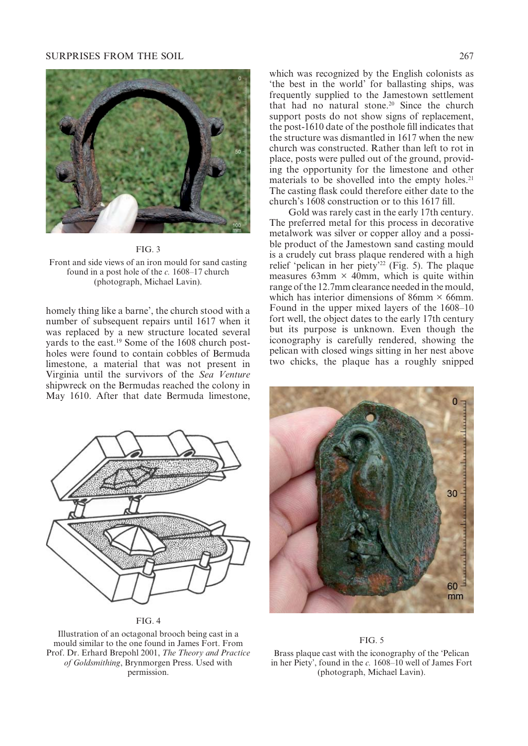FIG. 3

Front and side views of an iron mould for sand casting found in a post hole of the *c.* 1608–17 church (photograph, Michael Lavin).

homely thing like a barne', the church stood with a number of subsequent repairs until 1617 when it was replaced by a new structure located several yards to the east.[19] Some of the 1608 church post-holes were found to contain cobbles of Bermuda limestone, a material that was not present in Virginia until the survivors of the *Sea Venture* shipwreck on the Bermudas reached the colony in May 1610. After that date Bermuda limestone, which was recognized by the English colonists as 'the best in the world' for ballasting ships, was frequently supplied to the Jamestown settlement that had no natural stone.[20] Since the church support posts do not show signs of replacement, the post-1610 date of the posthole fill indicates that the structure was dismantled in 1617 when the new church was constructed. Rather than left to rot in place, posts were pulled out of the ground, providing the opportunity for the limestone and other materials to be shovelled into the empty holes.[21] The casting flask could therefore either date to the church's 1608 construction or to this 1617 fill.

Gold was rarely cast in the early 17th century. The preferred metal for this process in decorative metalwork was silver or copper alloy and a possible product of the Jamestown sand casting mould is a crudely cut brass plaque rendered with a high relief 'pelican in her piety'[22] (Fig. 5). The plaque measures 63mm × 40mm, which is quite within range of the 12.7mm clearance needed in the mould, which has interior dimensions of 86mm × 66mm. Found in the upper mixed layers of the 1608–10 fort well, the object dates to the early 17th century but its purpose is unknown. Even though the iconography is carefully rendered, showing the pelican with closed wings sitting in her nest above two chicks, the plaque has a roughly snipped

FIG. 4

Illustration of an octagonal brooch being cast in a mould similar to the one found in James Fort. From Prof. Dr. Erhard Brepohl 2001, *The Theory and Practice of Goldsmithing*, Brynmorgen Press. Used with permission.

FIG. 5

Brass plaque cast with the iconography of the 'Pelican in her Piety', found in the *c.* 1608–10 well of James Fort (photograph, Michael Lavin).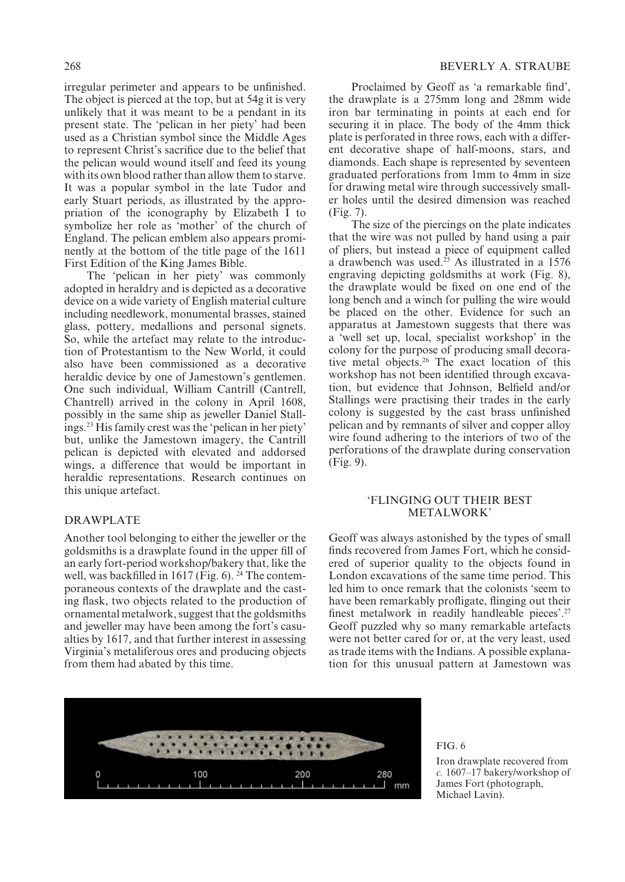irregular perimeter and appears to be unfinished. The object is pierced at the top, but at 54g it is very unlikely that it was meant to be a pendant in its present state. The 'pelican in her piety' had been used as a Christian symbol since the Middle Ages to represent Christ's sacrifice due to the belief that the pelican would wound itself and feed its young with its own blood rather than allow them to starve. It was a popular symbol in the late Tudor and early Stuart periods, as illustrated by the appropriation of the iconography by Elizabeth I to symbolize her role as 'mother' of the church of England. The pelican emblem also appears prominently at the bottom of the title page of the 1611 First Edition of the King James Bible.

The 'pelican in her piety' was commonly adopted in heraldry and is depicted as a decorative device on a wide variety of English material culture including needlework, monumental brasses, stained glass, pottery, medallions and personal signets. So, while the artefact may relate to the introduction of Protestantism to the New World, it could also have been commissioned as a decorative heraldic device by one of Jamestown's gentlemen. One such individual, William Cantrill (Cantrell, Chantrell) arrived in the colony in April 1608, possibly in the same ship as jeweller Daniel Stallings.[23] His family crest was the 'pelican in her piety' but, unlike the Jamestown imagery, the Cantrill pelican is depicted with elevated and addorsed wings, a difference that would be important in heraldic representations. Research continues on this unique artefact.

## DRAWPLATE

Another tool belonging to either the jeweller or the goldsmiths is a drawplate found in the upper fill of an early fort-period workshop/bakery that, like the well, was backfilled in 1617 (Fig. 6).[24] The contemporaneous contexts of the drawplate and the casting flask, two objects related to the production of ornamental metalwork, suggest that the goldsmiths and jeweller may have been among the fort's casualties by 1617, and that further interest in assessing Virginia's metaliferous ores and producing objects from them had abated by this time.

Proclaimed by Geoff as 'a remarkable find', the drawplate is a 275mm long and 28mm wide iron bar terminating in points at each end for securing it in place. The body of the 4mm thick plate is perforated in three rows, each with a different decorative shape of half-moons, stars, and diamonds. Each shape is represented by seventeen graduated perforations from 1mm to 4mm in size for drawing metal wire through successively smaller holes until the desired dimension was reached (Fig. 7).

The size of the piercings on the plate indicates that the wire was not pulled by hand using a pair of pliers, but instead a piece of equipment called a drawbench was used.[25] As illustrated in a 1576 engraving depicting goldsmiths at work (Fig. 8), the drawplate would be fixed on one end of the long bench and a winch for pulling the wire would be placed on the other. Evidence for such an apparatus at Jamestown suggests that there was a 'well set up, local, specialist workshop' in the colony for the purpose of producing small decorative metal objects.[26] The exact location of this workshop has not been identified through excavation, but evidence that Johnson, Belfield and/or Stallings were practising their trades in the early colony is suggested by the cast brass unfinished pelican and by remnants of silver and copper alloy wire found adhering to the interiors of two of the perforations of the drawplate during conservation (Fig. 9).

## 'FLINGING OUT THEIR BEST METALWORK'

Geoff was always astonished by the types of small finds recovered from James Fort, which he considered of superior quality to the objects found in London excavations of the same time period. This led him to once remark that the colonists 'seem to have been remarkably profligate, flinging out their finest metalwork in readily handleable pieces'.[27] Geoff puzzled why so many remarkable artefacts were not better cared for or, at the very least, used as trade items with the Indians. A possible explanation for this unusual pattern at Jamestown was

FIG. 6

Iron drawplate recovered from *c.* 1607–17 bakery/workshop of James Fort (photograph, Michael Lavin).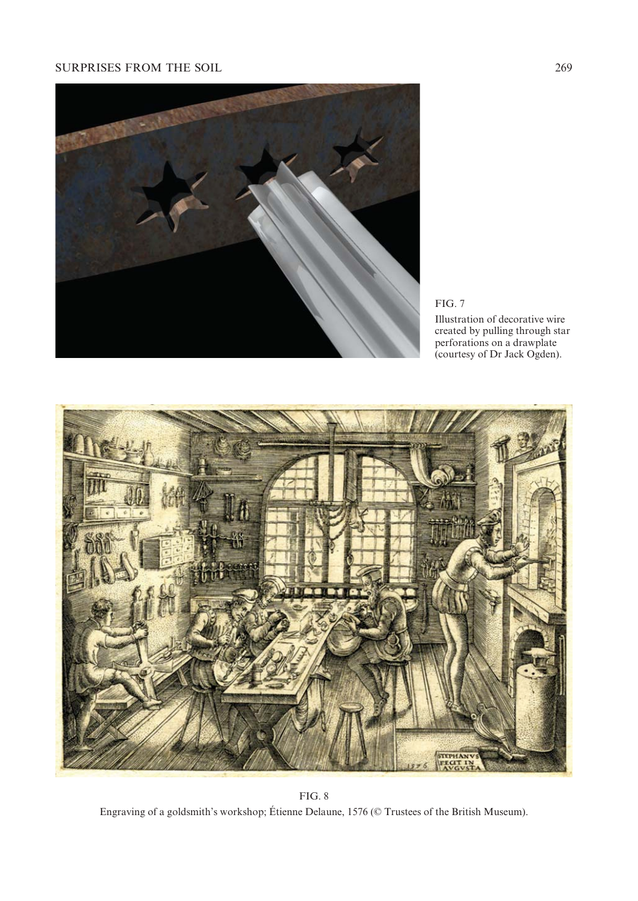FIG. 7
Illustration of decorative wire created by pulling through star perforations on a drawplate (courtesy of Dr Jack Ogden).

FIG. 8
Engraving of a goldsmith's workshop; Étienne Delaune, 1576 (© Trustees of the British Museum).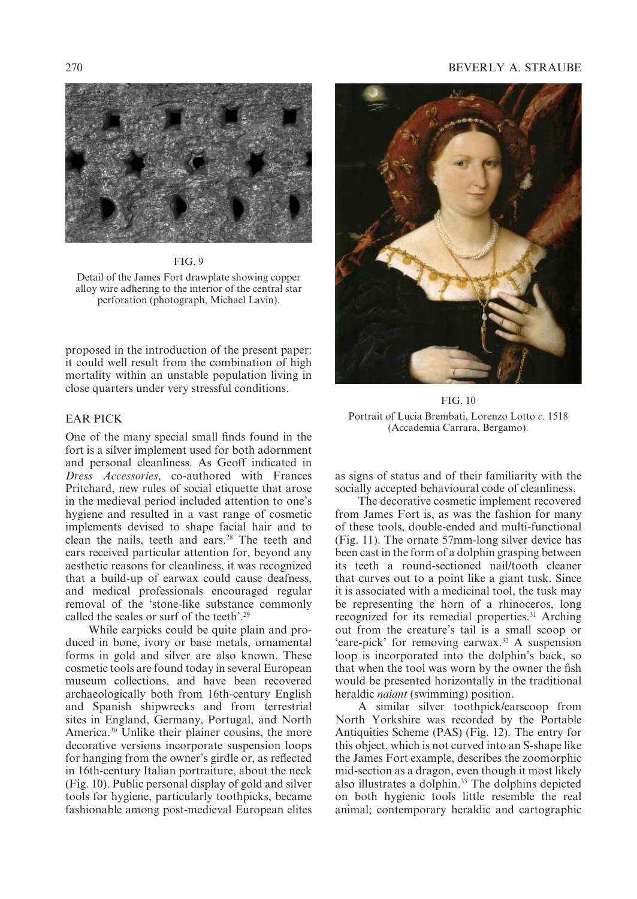FIG. 9

Detail of the James Fort drawplate showing copper alloy wire adhering to the interior of the central star perforation (photograph, Michael Lavin).

proposed in the introduction of the present paper: it could well result from the combination of high mortality within an unstable population living in close quarters under very stressful conditions.

## EAR PICK

One of the many special small finds found in the fort is a silver implement used for both adornment and personal cleanliness. As Geoff indicated in *Dress Accessories*, co-authored with Frances Pritchard, new rules of social etiquette that arose in the medieval period included attention to one's hygiene and resulted in a vast range of cosmetic implements devised to shape facial hair and to clean the nails, teeth and ears.[28] The teeth and ears received particular attention for, beyond any aesthetic reasons for cleanliness, it was recognized that a build-up of earwax could cause deafness, and medical professionals encouraged regular removal of the 'stone-like substance commonly called the scales or surf of the teeth'.[29]

While earpicks could be quite plain and produced in bone, ivory or base metals, ornamental forms in gold and silver are also known. These cosmetic tools are found today in several European museum collections, and have been recovered archaeologically both from 16th-century English and Spanish shipwrecks and from terrestrial sites in England, Germany, Portugal, and North America.[30] Unlike their plainer cousins, the more decorative versions incorporate suspension loops for hanging from the owner's girdle or, as reflected in 16th-century Italian portraiture, about the neck (Fig. 10). Public personal display of gold and silver tools for hygiene, particularly toothpicks, became fashionable among post-medieval European elites as signs of status and of their familiarity with the socially accepted behavioural code of cleanliness.

FIG. 10

Portrait of Lucia Brembati, Lorenzo Lotto *c.* 1518 (Accademia Carrara, Bergamo).

The decorative cosmetic implement recovered from James Fort is, as was the fashion for many of these tools, double-ended and multi-functional (Fig. 11). The ornate 57mm-long silver device has been cast in the form of a dolphin grasping between its teeth a round-sectioned nail/tooth cleaner that curves out to a point like a giant tusk. Since it is associated with a medicinal tool, the tusk may be representing the horn of a rhinoceros, long recognized for its remedial properties.[31] Arching out from the creature's tail is a small scoop or 'eare-pick' for removing earwax.[32] A suspension loop is incorporated into the dolphin's back, so that when the tool was worn by the owner the fish would be presented horizontally in the traditional heraldic *naiant* (swimming) position.

A similar silver toothpick/earscoop from North Yorkshire was recorded by the Portable Antiquities Scheme (PAS) (Fig. 12). The entry for this object, which is not curved into an S-shape like the James Fort example, describes the zoomorphic mid-section as a dragon, even though it most likely also illustrates a dolphin.[33] The dolphins depicted on both hygienic tools little resemble the real animal; contemporary heraldic and cartographic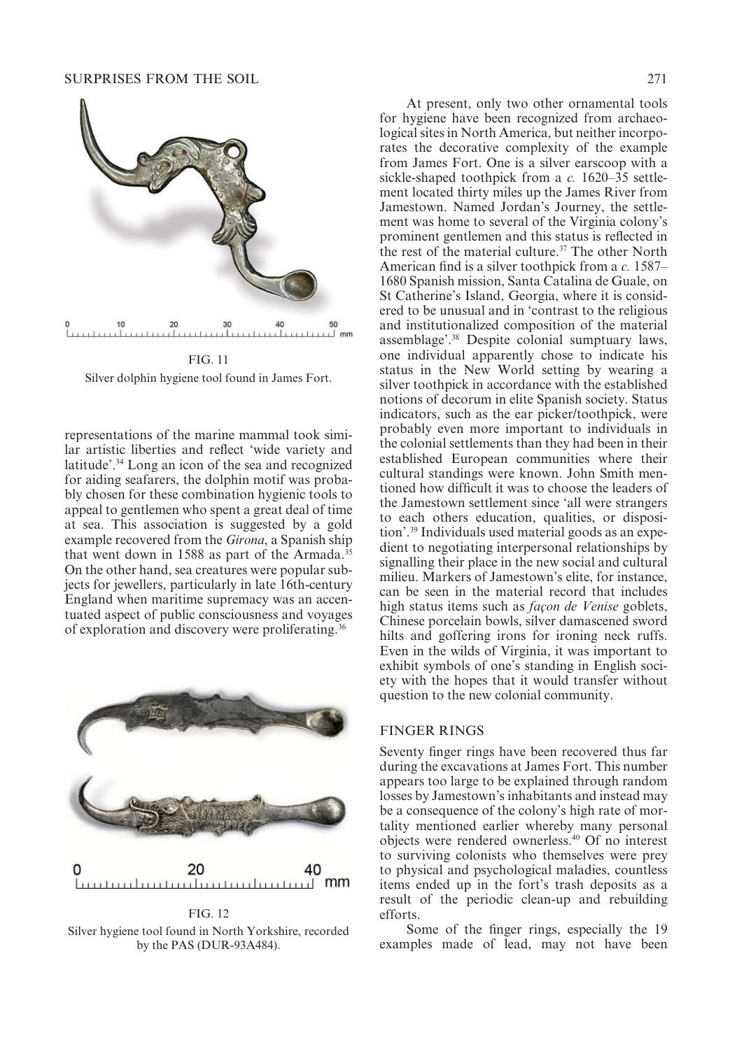FIG. 11

Silver dolphin hygiene tool found in James Fort.

representations of the marine mammal took similar artistic liberties and reflect 'wide variety and latitude'.[34] Long an icon of the sea and recognized for aiding seafarers, the dolphin motif was probably chosen for these combination hygienic tools to appeal to gentlemen who spent a great deal of time at sea. This association is suggested by a gold example recovered from the *Girona*, a Spanish ship that went down in 1588 as part of the Armada.[35] On the other hand, sea creatures were popular subjects for jewellers, particularly in late 16th-century England when maritime supremacy was an accentuated aspect of public consciousness and voyages of exploration and discovery were proliferating.[36]

FIG. 12

Silver hygiene tool found in North Yorkshire, recorded by the PAS (DUR-93A484).

At present, only two other ornamental tools for hygiene have been recognized from archaeological sites in North America, but neither incorporates the decorative complexity of the example from James Fort. One is a silver earscoop with a sickle-shaped toothpick from a *c.* 1620–35 settlement located thirty miles up the James River from Jamestown. Named Jordan's Journey, the settlement was home to several of the Virginia colony's prominent gentlemen and this status is reflected in the rest of the material culture.[37] The other North American find is a silver toothpick from a *c.* 1587–1680 Spanish mission, Santa Catalina de Guale, on St Catherine's Island, Georgia, where it is considered to be unusual and in 'contrast to the religious and institutionalized composition of the material assemblage'.[38] Despite colonial sumptuary laws, one individual apparently chose to indicate his status in the New World setting by wearing a silver toothpick in accordance with the established notions of decorum in elite Spanish society. Status indicators, such as the ear picker/toothpick, were probably even more important to individuals in the colonial settlements than they had been in their established European communities where their cultural standings were known. John Smith mentioned how difficult it was to choose the leaders of the Jamestown settlement since 'all were strangers to each others education, qualities, or disposition'.[39] Individuals used material goods as an expedient to negotiating interpersonal relationships by signalling their place in the new social and cultural milieu. Markers of Jamestown's elite, for instance, can be seen in the material record that includes high status items such as *façon de Venise* goblets, Chinese porcelain bowls, silver damascened sword hilts and goffering irons for ironing neck ruffs. Even in the wilds of Virginia, it was important to exhibit symbols of one's standing in English society with the hopes that it would transfer without question to the new colonial community.

## FINGER RINGS

Seventy finger rings have been recovered thus far during the excavations at James Fort. This number appears too large to be explained through random losses by Jamestown's inhabitants and instead may be a consequence of the colony's high rate of mortality mentioned earlier whereby many personal objects were rendered ownerless.[40] Of no interest to surviving colonists who themselves were prey to physical and psychological maladies, countless items ended up in the fort's trash deposits as a result of the periodic clean-up and rebuilding efforts.

Some of the finger rings, especially the 19 examples made of lead, may not have been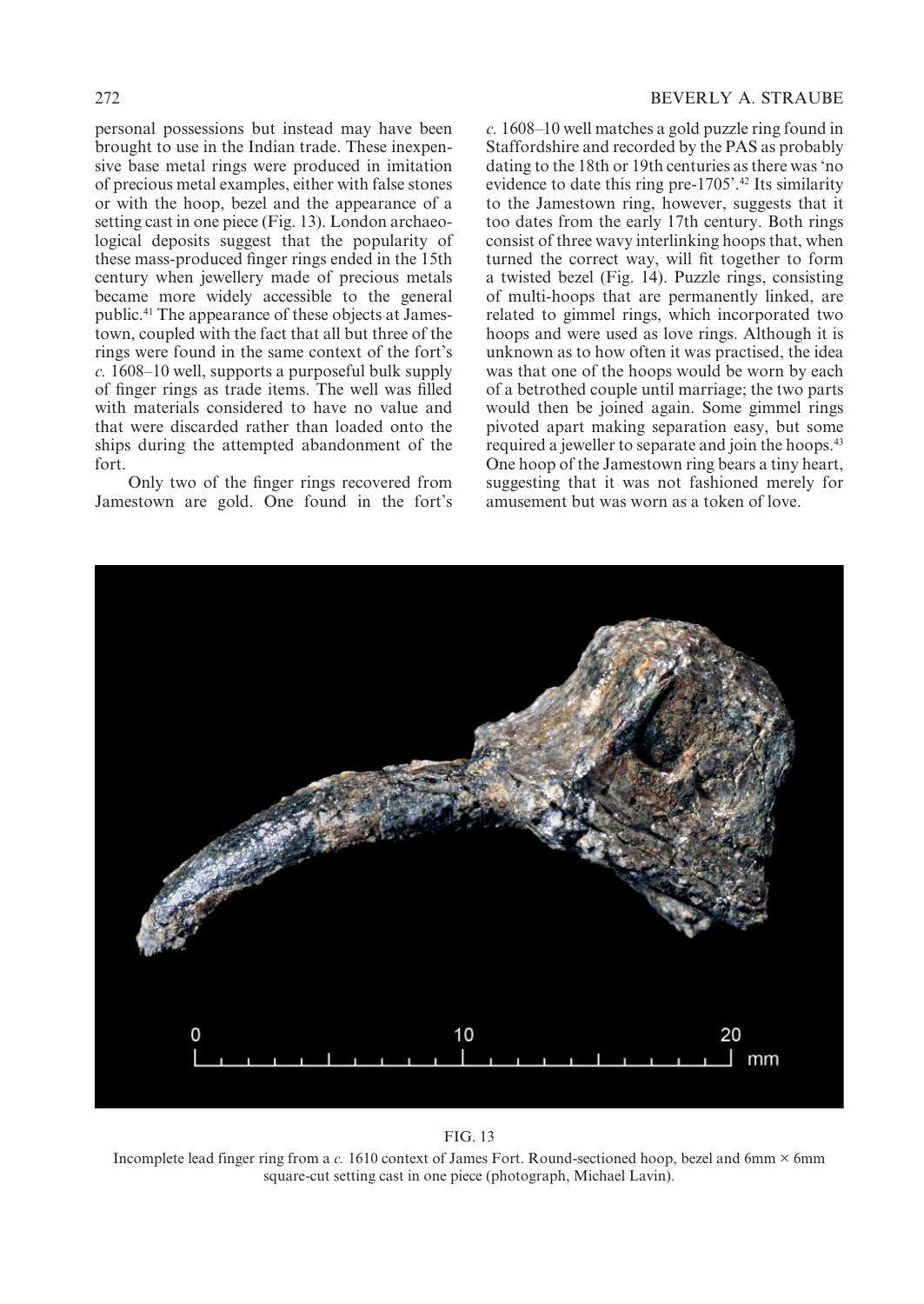personal possessions but instead may have been brought to use in the Indian trade. These inexpensive base metal rings were produced in imitation of precious metal examples, either with false stones or with the hoop, bezel and the appearance of a setting cast in one piece (Fig. 13). London archaeological deposits suggest that the popularity of these mass-produced finger rings ended in the 15th century when jewellery made of precious metals became more widely accessible to the general public.[41] The appearance of these objects at Jamestown, coupled with the fact that all but three of the rings were found in the same context of the fort's *c.* 1608–10 well, supports a purposeful bulk supply of finger rings as trade items. The well was filled with materials considered to have no value and that were discarded rather than loaded onto the ships during the attempted abandonment of the fort.

Only two of the finger rings recovered from Jamestown are gold. One found in the fort's *c.* 1608–10 well matches a gold puzzle ring found in Staffordshire and recorded by the PAS as probably dating to the 18th or 19th centuries as there was 'no evidence to date this ring pre-1705'.[42] Its similarity to the Jamestown ring, however, suggests that it too dates from the early 17th century. Both rings consist of three wavy interlinking hoops that, when turned the correct way, will fit together to form a twisted bezel (Fig. 14). Puzzle rings, consisting of multi-hoops that are permanently linked, are related to gimmel rings, which incorporated two hoops and were used as love rings. Although it is unknown as to how often it was practised, the idea was that one of the hoops would be worn by each of a betrothed couple until marriage; the two parts would then be joined again. Some gimmel rings pivoted apart making separation easy, but some required a jeweller to separate and join the hoops.[43] One hoop of the Jamestown ring bears a tiny heart, suggesting that it was not fashioned merely for amusement but was worn as a token of love.

FIG. 13

Incomplete lead finger ring from a *c.* 1610 context of James Fort. Round-sectioned hoop, bezel and 6mm × 6mm square-cut setting cast in one piece (photograph, Michael Lavin).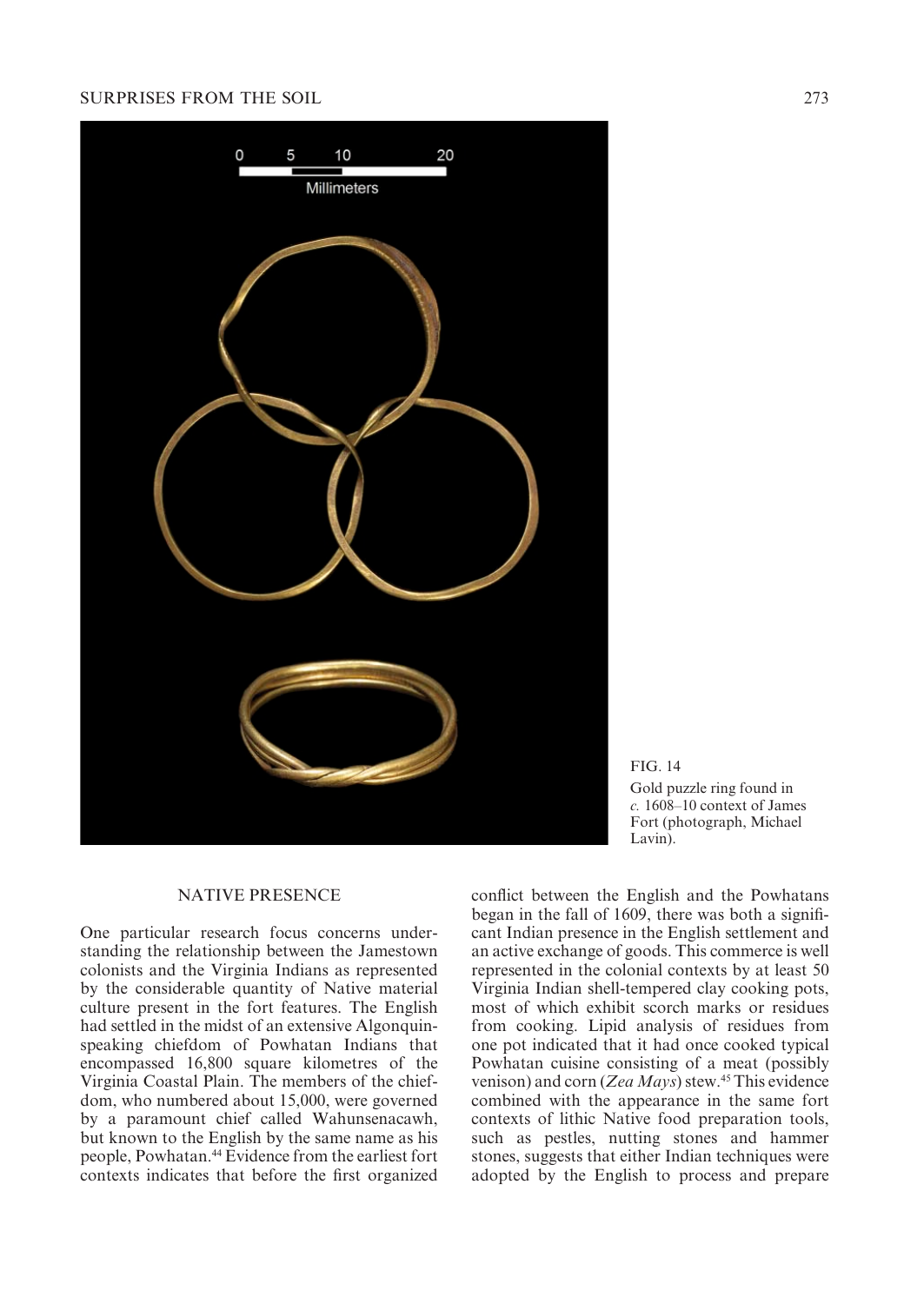FIG. 14
Gold puzzle ring found in *c.* 1608–10 context of James Fort (photograph, Michael Lavin).

## NATIVE PRESENCE

One particular research focus concerns understanding the relationship between the Jamestown colonists and the Virginia Indians as represented by the considerable quantity of Native material culture present in the fort features. The English had settled in the midst of an extensive Algonquin-speaking chiefdom of Powhatan Indians that encompassed 16,800 square kilometres of the Virginia Coastal Plain. The members of the chiefdom, who numbered about 15,000, were governed by a paramount chief called Wahunsenacawh, but known to the English by the same name as his people, Powhatan.[44] Evidence from the earliest fort contexts indicates that before the first organized conflict between the English and the Powhatans began in the fall of 1609, there was both a significant Indian presence in the English settlement and an active exchange of goods. This commerce is well represented in the colonial contexts by at least 50 Virginia Indian shell-tempered clay cooking pots, most of which exhibit scorch marks or residues from cooking. Lipid analysis of residues from one pot indicated that it had once cooked typical Powhatan cuisine consisting of a meat (possibly venison) and corn (*Zea Mays*) stew.[45] This evidence combined with the appearance in the same fort contexts of lithic Native food preparation tools, such as pestles, nutting stones and hammer stones, suggests that either Indian techniques were adopted by the English to process and prepare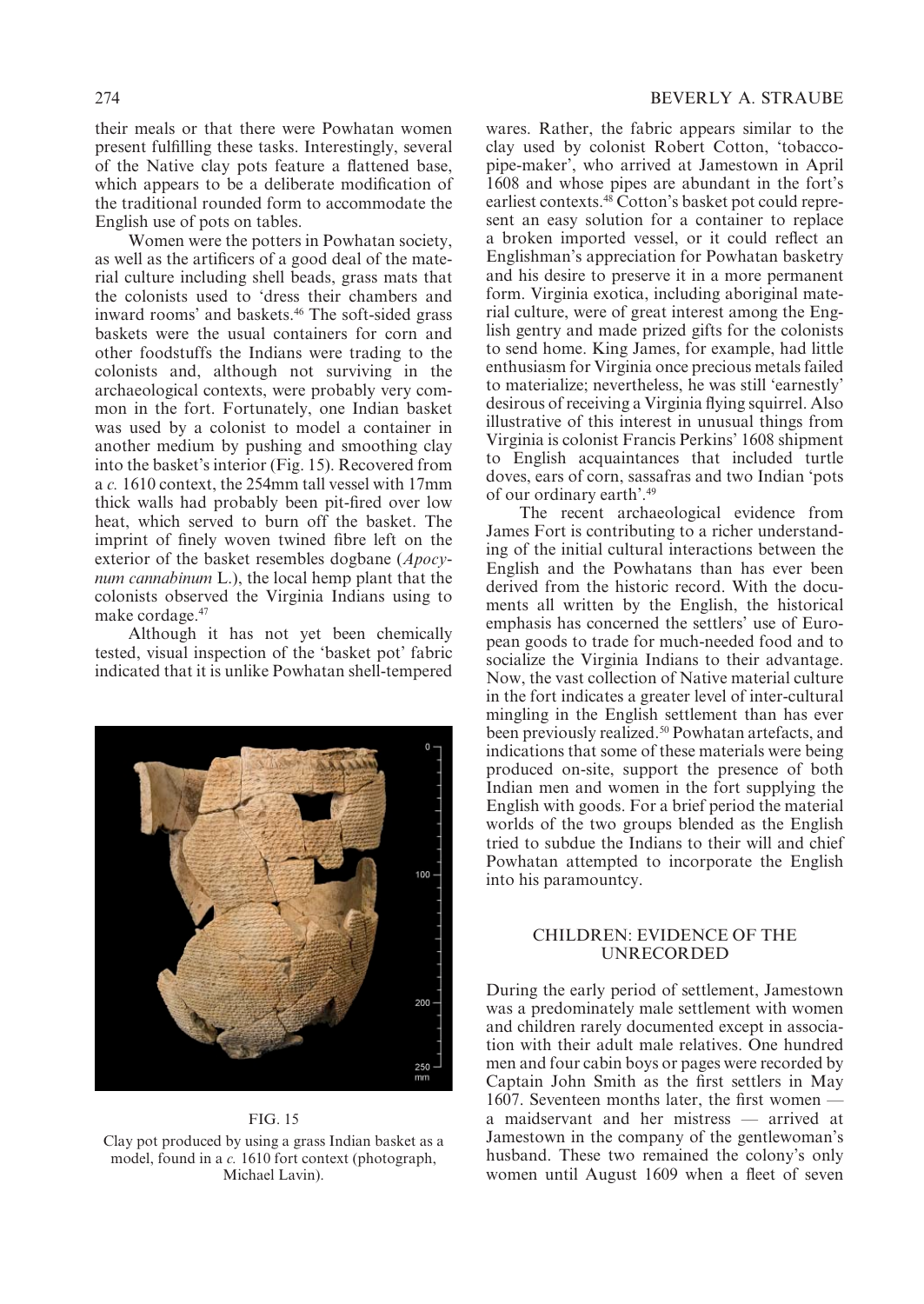their meals or that there were Powhatan women present fulfilling these tasks. Interestingly, several of the Native clay pots feature a flattened base, which appears to be a deliberate modification of the traditional rounded form to accommodate the English use of pots on tables.

Women were the potters in Powhatan society, as well as the artificers of a good deal of the material culture including shell beads, grass mats that the colonists used to 'dress their chambers and inward rooms' and baskets.[46] The soft-sided grass baskets were the usual containers for corn and other foodstuffs the Indians were trading to the colonists and, although not surviving in the archaeological contexts, were probably very common in the fort. Fortunately, one Indian basket was used by a colonist to model a container in another medium by pushing and smoothing clay into the basket's interior (Fig. 15). Recovered from a *c.* 1610 context, the 254mm tall vessel with 17mm thick walls had probably been pit-fired over low heat, which served to burn off the basket. The imprint of finely woven twined fibre left on the exterior of the basket resembles dogbane (*Apocynum cannabinum* L.), the local hemp plant that the colonists observed the Virginia Indians using to make cordage.[47]

Although it has not yet been chemically tested, visual inspection of the 'basket pot' fabric indicated that it is unlike Powhatan shell-tempered wares. Rather, the fabric appears similar to the clay used by colonist Robert Cotton, 'tobacco-pipe-maker', who arrived at Jamestown in April 1608 and whose pipes are abundant in the fort's earliest contexts.[48] Cotton's basket pot could represent an easy solution for a container to replace a broken imported vessel, or it could reflect an Englishman's appreciation for Powhatan basketry and his desire to preserve it in a more permanent form. Virginia exotica, including aboriginal material culture, were of great interest among the English gentry and made prized gifts for the colonists to send home. King James, for example, had little enthusiasm for Virginia once precious metals failed to materialize; nevertheless, he was still 'earnestly' desirous of receiving a Virginia flying squirrel. Also illustrative of this interest in unusual things from Virginia is colonist Francis Perkins' 1608 shipment to English acquaintances that included turtle doves, ears of corn, sassafras and two Indian 'pots of our ordinary earth'.[49]

The recent archaeological evidence from James Fort is contributing to a richer understanding of the initial cultural interactions between the English and the Powhatans than has ever been derived from the historic record. With the documents all written by the English, the historical emphasis has concerned the settlers' use of European goods to trade for much-needed food and to socialize the Virginia Indians to their advantage. Now, the vast collection of Native material culture in the fort indicates a greater level of inter-cultural mingling in the English settlement than has ever been previously realized.[50] Powhatan artefacts, and indications that some of these materials were being produced on-site, support the presence of both Indian men and women in the fort supplying the English with goods. For a brief period the material worlds of the two groups blended as the English tried to subdue the Indians to their will and chief Powhatan attempted to incorporate the English into his paramountcy.

0
100
200
250
mm

FIG. 15

Clay pot produced by using a grass Indian basket as a model, found in a *c.* 1610 fort context (photograph, Michael Lavin).

## CHILDREN: EVIDENCE OF THE UNRECORDED

During the early period of settlement, Jamestown was a predominately male settlement with women and children rarely documented except in association with their adult male relatives. One hundred men and four cabin boys or pages were recorded by Captain John Smith as the first settlers in May 1607. Seventeen months later, the first women — a maidservant and her mistress — arrived at Jamestown in the company of the gentlewoman's husband. These two remained the colony's only women until August 1609 when a fleet of seven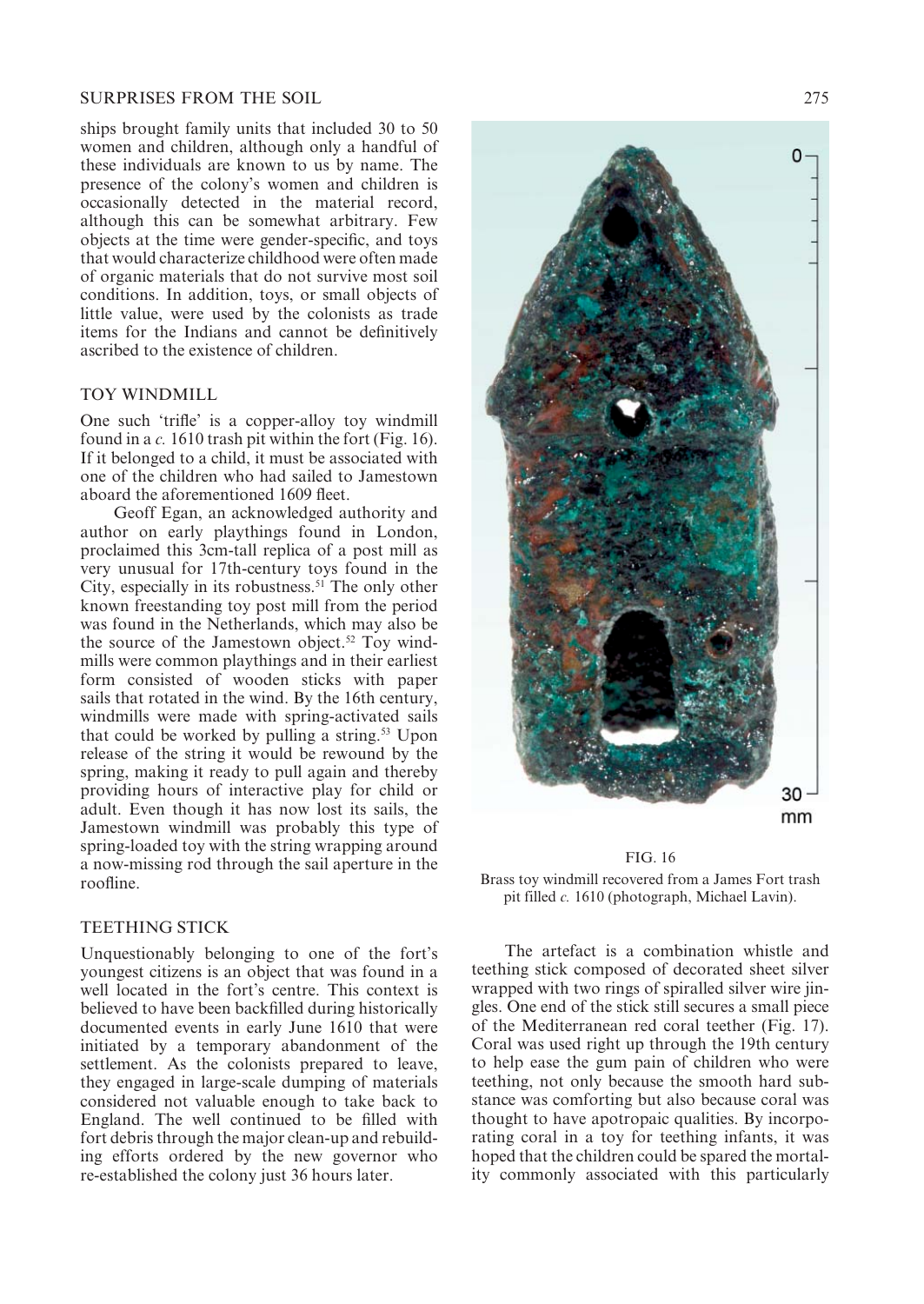ships brought family units that included 30 to 50 women and children, although only a handful of these individuals are known to us by name. The presence of the colony's women and children is occasionally detected in the material record, although this can be somewhat arbitrary. Few objects at the time were gender-specific, and toys that would characterize childhood were often made of organic materials that do not survive most soil conditions. In addition, toys, or small objects of little value, were used by the colonists as trade items for the Indians and cannot be definitively ascribed to the existence of children.

## TOY WINDMILL

One such 'trifle' is a copper-alloy toy windmill found in a *c.* 1610 trash pit within the fort (Fig. 16). If it belonged to a child, it must be associated with one of the children who had sailed to Jamestown aboard the aforementioned 1609 fleet.

Geoff Egan, an acknowledged authority and author on early playthings found in London, proclaimed this 3cm-tall replica of a post mill as very unusual for 17th-century toys found in the City, especially in its robustness.[51] The only other known freestanding toy post mill from the period was found in the Netherlands, which may also be the source of the Jamestown object.[52] Toy windmills were common playthings and in their earliest form consisted of wooden sticks with paper sails that rotated in the wind. By the 16th century, windmills were made with spring-activated sails that could be worked by pulling a string.[53] Upon release of the string it would be rewound by the spring, making it ready to pull again and thereby providing hours of interactive play for child or adult. Even though it has now lost its sails, the Jamestown windmill was probably this type of spring-loaded toy with the string wrapping around a now-missing rod through the sail aperture in the roofline.

FIG. 16
Brass toy windmill recovered from a James Fort trash pit filled *c.* 1610 (photograph, Michael Lavin).

## TEETHING STICK

Unquestionably belonging to one of the fort's youngest citizens is an object that was found in a well located in the fort's centre. This context is believed to have been backfilled during historically documented events in early June 1610 that were initiated by a temporary abandonment of the settlement. As the colonists prepared to leave, they engaged in large-scale dumping of materials considered not valuable enough to take back to England. The well continued to be filled with fort debris through the major clean-up and rebuilding efforts ordered by the new governor who re-established the colony just 36 hours later.

The artefact is a combination whistle and teething stick composed of decorated sheet silver wrapped with two rings of spiralled silver wire jingles. One end of the stick still secures a small piece of the Mediterranean red coral teether (Fig. 17). Coral was used right up through the 19th century to help ease the gum pain of children who were teething, not only because the smooth hard substance was comforting but also because coral was thought to have apotropaic qualities. By incorporating coral in a toy for teething infants, it was hoped that the children could be spared the mortality commonly associated with this particularly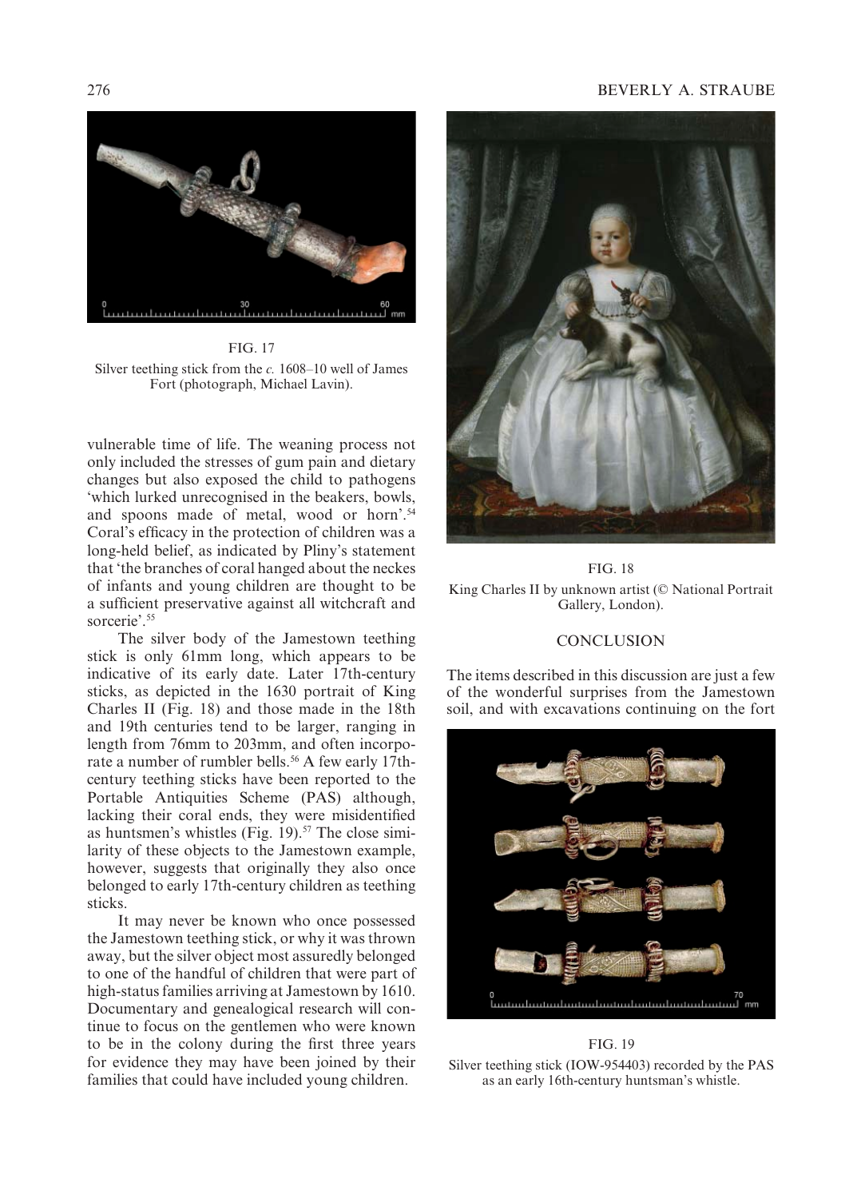FIG. 17

Silver teething stick from the *c.* 1608–10 well of James Fort (photograph, Michael Lavin).

vulnerable time of life. The weaning process not only included the stresses of gum pain and dietary changes but also exposed the child to pathogens 'which lurked unrecognised in the beakers, bowls, and spoons made of metal, wood or horn'.[54] Coral's efficacy in the protection of children was a long-held belief, as indicated by Pliny's statement that 'the branches of coral hanged about the neckes of infants and young children are thought to be a sufficient preservative against all witchcraft and sorcerie'.[55]

The silver body of the Jamestown teething stick is only 61mm long, which appears to be indicative of its early date. Later 17th-century sticks, as depicted in the 1630 portrait of King Charles II (Fig. 18) and those made in the 18th and 19th centuries tend to be larger, ranging in length from 76mm to 203mm, and often incorporate a number of rumbler bells.[56] A few early 17th-century teething sticks have been reported to the Portable Antiquities Scheme (PAS) although, lacking their coral ends, they were misidentified as huntsmen's whistles (Fig. 19).[57] The close similarity of these objects to the Jamestown example, however, suggests that originally they also once belonged to early 17th-century children as teething sticks.

It may never be known who once possessed the Jamestown teething stick, or why it was thrown away, but the silver object most assuredly belonged to one of the handful of children that were part of high-status families arriving at Jamestown by 1610. Documentary and genealogical research will continue to focus on the gentlemen who were known to be in the colony during the first three years for evidence they may have been joined by their families that could have included young children.

FIG. 18

King Charles II by unknown artist (© National Portrait Gallery, London).

## CONCLUSION

The items described in this discussion are just a few of the wonderful surprises from the Jamestown soil, and with excavations continuing on the fort

FIG. 19

Silver teething stick (IOW-954403) recorded by the PAS as an early 16th-century huntsman's whistle.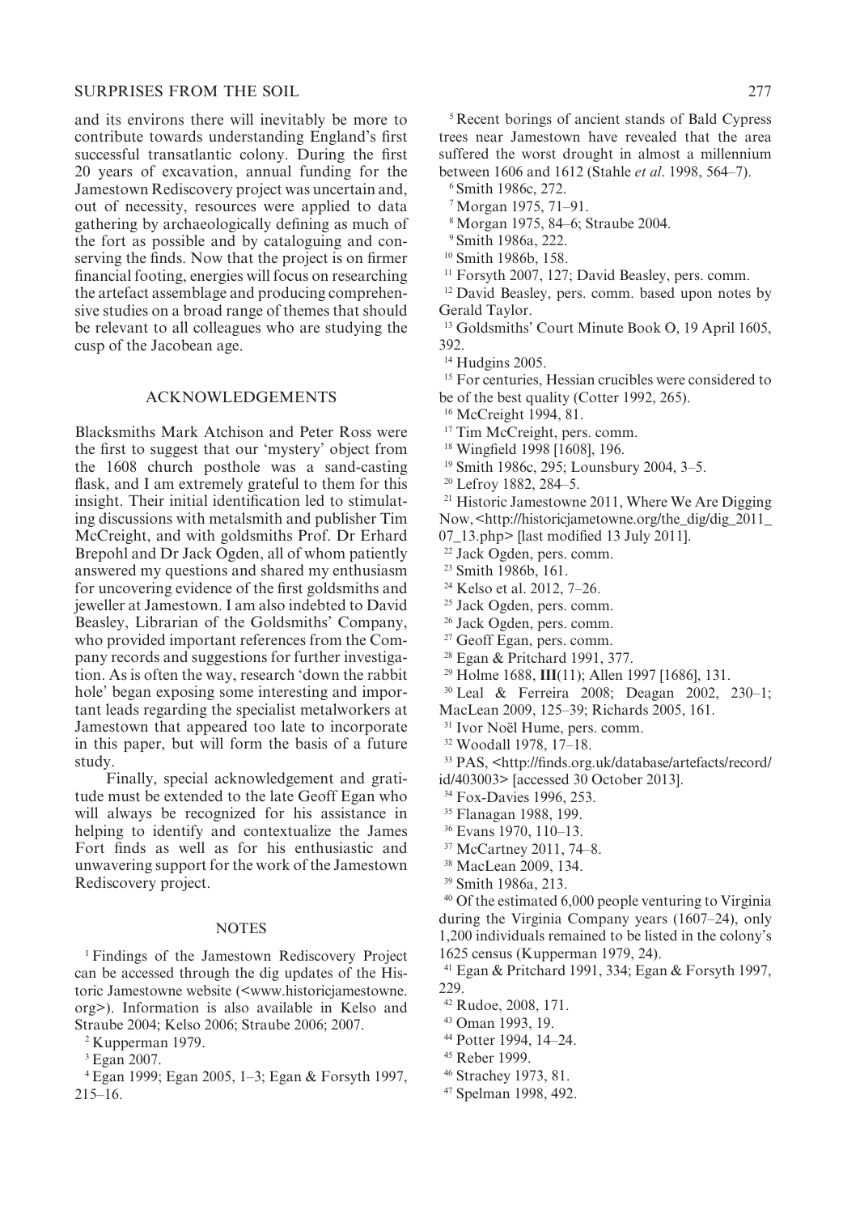and its environs there will inevitably be more to contribute towards understanding England's first successful transatlantic colony. During the first 20 years of excavation, annual funding for the Jamestown Rediscovery project was uncertain and, out of necessity, resources were applied to data gathering by archaeologically defining as much of the fort as possible and by cataloguing and conserving the finds. Now that the project is on firmer financial footing, energies will focus on researching the artefact assemblage and producing comprehensive studies on a broad range of themes that should be relevant to all colleagues who are studying the cusp of the Jacobean age.

## ACKNOWLEDGEMENTS

Blacksmiths Mark Atchison and Peter Ross were the first to suggest that our 'mystery' object from the 1608 church posthole was a sand-casting flask, and I am extremely grateful to them for this insight. Their initial identification led to stimulating discussions with metalsmith and publisher Tim McCreight, and with goldsmiths Prof. Dr Erhard Brepohl and Dr Jack Ogden, all of whom patiently answered my questions and shared my enthusiasm for uncovering evidence of the first goldsmiths and jeweller at Jamestown. I am also indebted to David Beasley, Librarian of the Goldsmiths' Company, who provided important references from the Company records and suggestions for further investigation. As is often the way, research 'down the rabbit hole' began exposing some interesting and important leads regarding the specialist metalworkers at Jamestown that appeared too late to incorporate in this paper, but will form the basis of a future study.

Finally, special acknowledgement and gratitude must be extended to the late Geoff Egan who will always be recognized for his assistance in helping to identify and contextualize the James Fort finds as well as for his enthusiastic and unwavering support for the work of the Jamestown Rediscovery project.

## NOTES

[1] Findings of the Jamestown Rediscovery Project can be accessed through the dig updates of the Historic Jamestowne website (<www.historicjamestowne.org>). Information is also available in Kelso and Straube 2004; Kelso 2006; Straube 2006; 2007.

[2] Kupperman 1979.

[3] Egan 2007.

[4] Egan 1999; Egan 2005, 1–3; Egan & Forsyth 1997, 215–16.

[5] Recent borings of ancient stands of Bald Cypress trees near Jamestown have revealed that the area suffered the worst drought in almost a millennium between 1606 and 1612 (Stahle *et al*. 1998, 564–7).

[6] Smith 1986c, 272.

[7] Morgan 1975, 71–91.

[8] Morgan 1975, 84–6; Straube 2004.

[9] Smith 1986a, 222.

[10] Smith 1986b, 158.

[11] Forsyth 2007, 127; David Beasley, pers. comm.

[12] David Beasley, pers. comm. based upon notes by Gerald Taylor.

[13] Goldsmiths' Court Minute Book O, 19 April 1605, 392.

[14] Hudgins 2005.

[15] For centuries, Hessian crucibles were considered to be of the best quality (Cotter 1992, 265).

[16] McCreight 1994, 81.

[17] Tim McCreight, pers. comm.

[18] Wingfield 1998 [1608], 196.

[19] Smith 1986c, 295; Lounsbury 2004, 3–5.

[20] Lefroy 1882, 284–5.

[21] Historic Jamestowne 2011, Where We Are Digging Now, <http://historicjametowne.org/the_dig/dig_2011_07_13.php> [last modified 13 July 2011].

[22] Jack Ogden, pers. comm.

[23] Smith 1986b, 161.

[24] Kelso et al. 2012, 7–26.

[25] Jack Ogden, pers. comm.

[26] Jack Ogden, pers. comm.

[27] Geoff Egan, pers. comm.

[28] Egan & Pritchard 1991, 377.

[29] Holme 1688, **III**(11); Allen 1997 [1686], 131.

[30] Leal & Ferreira 2008; Deagan 2002, 230–1; MacLean 2009, 125–39; Richards 2005, 161.

[31] Ivor Noël Hume, pers. comm.

[32] Woodall 1978, 17–18.

[33] PAS, <http://finds.org.uk/database/artefacts/record/id/403003> [accessed 30 October 2013].

[34] Fox-Davies 1996, 253.

[35] Flanagan 1988, 199.

[36] Evans 1970, 110–13.

[37] McCartney 2011, 74–8.

[38] MacLean 2009, 134.

[39] Smith 1986a, 213.

[40] Of the estimated 6,000 people venturing to Virginia during the Virginia Company years (1607–24), only 1,200 individuals remained to be listed in the colony's 1625 census (Kupperman 1979, 24).

[41] Egan & Pritchard 1991, 334; Egan & Forsyth 1997, 229.

[42] Rudoe, 2008, 171.

[43] Oman 1993, 19.

[44] Potter 1994, 14–24.

[45] Reber 1999.

[46] Strachey 1973, 81.

[47] Spelman 1998, 492.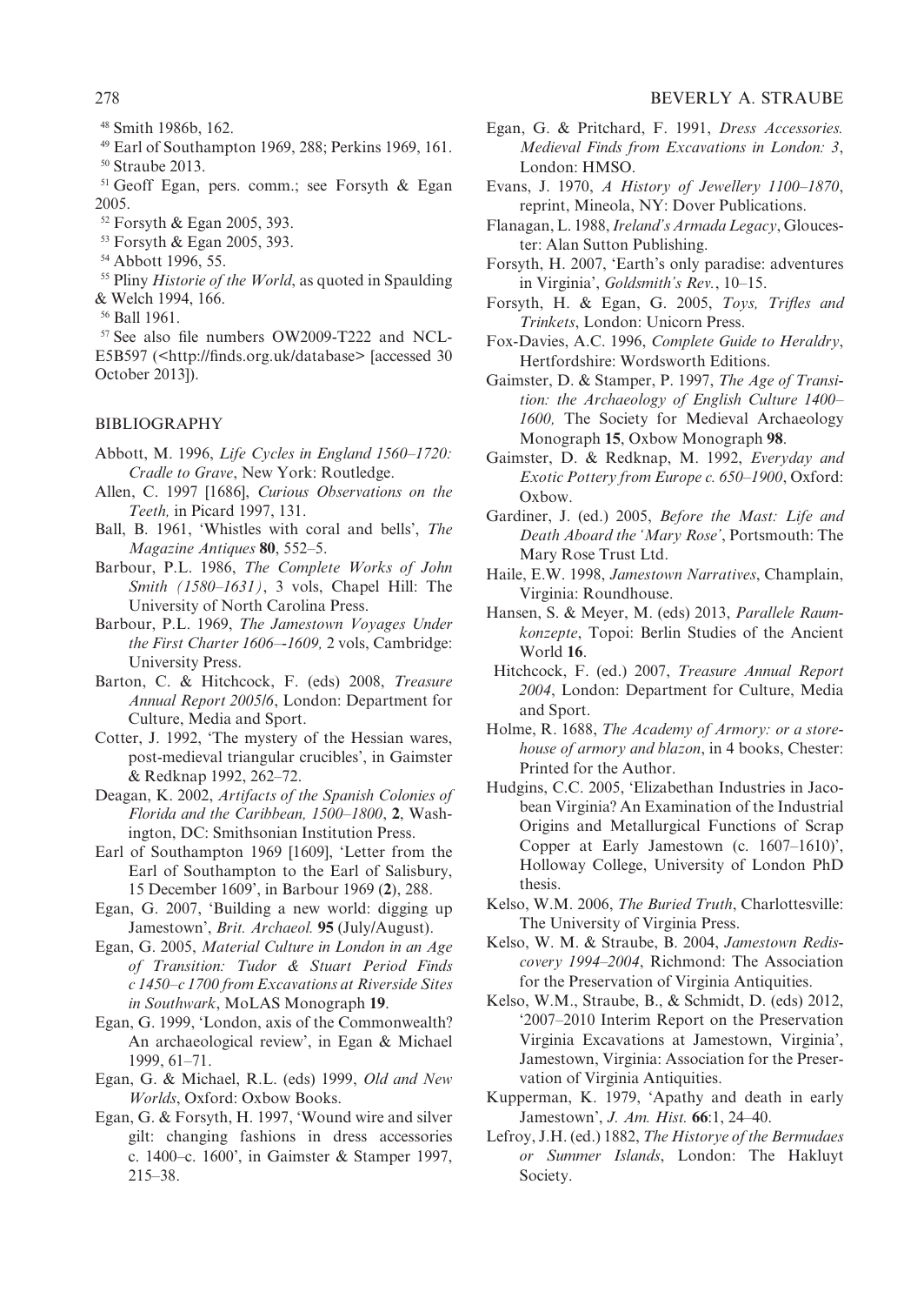[48] Smith 1986b, 162.

[49] Earl of Southampton 1969, 288; Perkins 1969, 161.

[50] Straube 2013.

[51] Geoff Egan, pers. comm.; see Forsyth & Egan 2005.

[52] Forsyth & Egan 2005, 393.

[53] Forsyth & Egan 2005, 393.

[54] Abbott 1996, 55.

[55] Pliny *Historie of the World*, as quoted in Spaulding & Welch 1994, 166.

[56] Ball 1961.

[57] See also file numbers OW2009-T222 and NCL-E5B597 (<http://finds.org.uk/database> [accessed 30 October 2013]).

## BIBLIOGRAPHY

Abbott, M. 1996, *Life Cycles in England 1560–1720: Cradle to Grave*, New York: Routledge.

Allen, C. 1997 [1686], *Curious Observations on the Teeth,* in Picard 1997, 131.

Ball, B. 1961, 'Whistles with coral and bells', *The Magazine Antiques* **80**, 552–5.

Barbour, P.L. 1986, *The Complete Works of John Smith (1580–1631)*, 3 vols, Chapel Hill: The University of North Carolina Press.

Barbour, P.L. 1969, *The Jamestown Voyages Under the First Charter 1606–-1609,* 2 vols, Cambridge: University Press.

Barton, C. & Hitchcock, F. (eds) 2008, *Treasure Annual Report 2005/6*, London: Department for Culture, Media and Sport.

Cotter, J. 1992, 'The mystery of the Hessian wares, post-medieval triangular crucibles', in Gaimster & Redknap 1992, 262–72.

Deagan, K. 2002, *Artifacts of the Spanish Colonies of Florida and the Caribbean, 1500–1800*, **2**, Washington, DC: Smithsonian Institution Press.

Earl of Southampton 1969 [1609], 'Letter from the Earl of Southampton to the Earl of Salisbury, 15 December 1609', in Barbour 1969 (**2**), 288.

Egan, G. 2007, 'Building a new world: digging up Jamestown', *Brit. Archaeol.* **95** (July/August).

Egan, G. 2005, *Material Culture in London in an Age of Transition: Tudor & Stuart Period Finds c 1450–c 1700 from Excavations at Riverside Sites in Southwark*, MoLAS Monograph **19**.

Egan, G. 1999, 'London, axis of the Commonwealth? An archaeological review', in Egan & Michael 1999, 61–71.

Egan, G. & Michael, R.L. (eds) 1999, *Old and New Worlds*, Oxford: Oxbow Books.

Egan, G. & Forsyth, H. 1997, 'Wound wire and silver gilt: changing fashions in dress accessories c. 1400–c. 1600', in Gaimster & Stamper 1997, 215–38.

Egan, G. & Pritchard, F. 1991, *Dress Accessories. Medieval Finds from Excavations in London: 3*, London: HMSO.

Evans, J. 1970, *A History of Jewellery 1100–1870*, reprint, Mineola, NY: Dover Publications.

Flanagan, L. 1988, *Ireland's Armada Legacy*, Gloucester: Alan Sutton Publishing.

Forsyth, H. 2007, 'Earth's only paradise: adventures in Virginia', *Goldsmith's Rev.*, 10–15.

Forsyth, H. & Egan, G. 2005, *Toys, Trifles and Trinkets*, London: Unicorn Press.

Fox-Davies, A.C. 1996, *Complete Guide to Heraldry*, Hertfordshire: Wordsworth Editions.

Gaimster, D. & Stamper, P. 1997, *The Age of Transition: the Archaeology of English Culture 1400–1600,* The Society for Medieval Archaeology Monograph **15**, Oxbow Monograph **98**.

Gaimster, D. & Redknap, M. 1992, *Everyday and Exotic Pottery from Europe c. 650–1900*, Oxford: Oxbow.

Gardiner, J. (ed.) 2005, *Before the Mast: Life and Death Aboard the 'Mary Rose'*, Portsmouth: The Mary Rose Trust Ltd.

Haile, E.W. 1998, *Jamestown Narratives*, Champlain, Virginia: Roundhouse.

Hansen, S. & Meyer, M. (eds) 2013, *Parallele Raumkonzepte*, Topoi: Berlin Studies of the Ancient World **16**.

Hitchcock, F. (ed.) 2007, *Treasure Annual Report 2004*, London: Department for Culture, Media and Sport.

Holme, R. 1688, *The Academy of Armory: or a storehouse of armory and blazon*, in 4 books, Chester: Printed for the Author.

Hudgins, C.C. 2005, 'Elizabethan Industries in Jacobean Virginia? An Examination of the Industrial Origins and Metallurgical Functions of Scrap Copper at Early Jamestown (c. 1607–1610)', Holloway College, University of London PhD thesis.

Kelso, W.M. 2006, *The Buried Truth*, Charlottesville: The University of Virginia Press.

Kelso, W. M. & Straube, B. 2004, *Jamestown Rediscovery 1994–2004*, Richmond: The Association for the Preservation of Virginia Antiquities.

Kelso, W.M., Straube, B., & Schmidt, D. (eds) 2012, '2007–2010 Interim Report on the Preservation Virginia Excavations at Jamestown, Virginia', Jamestown, Virginia: Association for the Preservation of Virginia Antiquities.

Kupperman, K. 1979, 'Apathy and death in early Jamestown', *J. Am. Hist.* **66**:1, 24–40.

Lefroy, J.H. (ed.) 1882, *The Historye of the Bermudaes or Summer Islands*, London: The Hakluyt Society.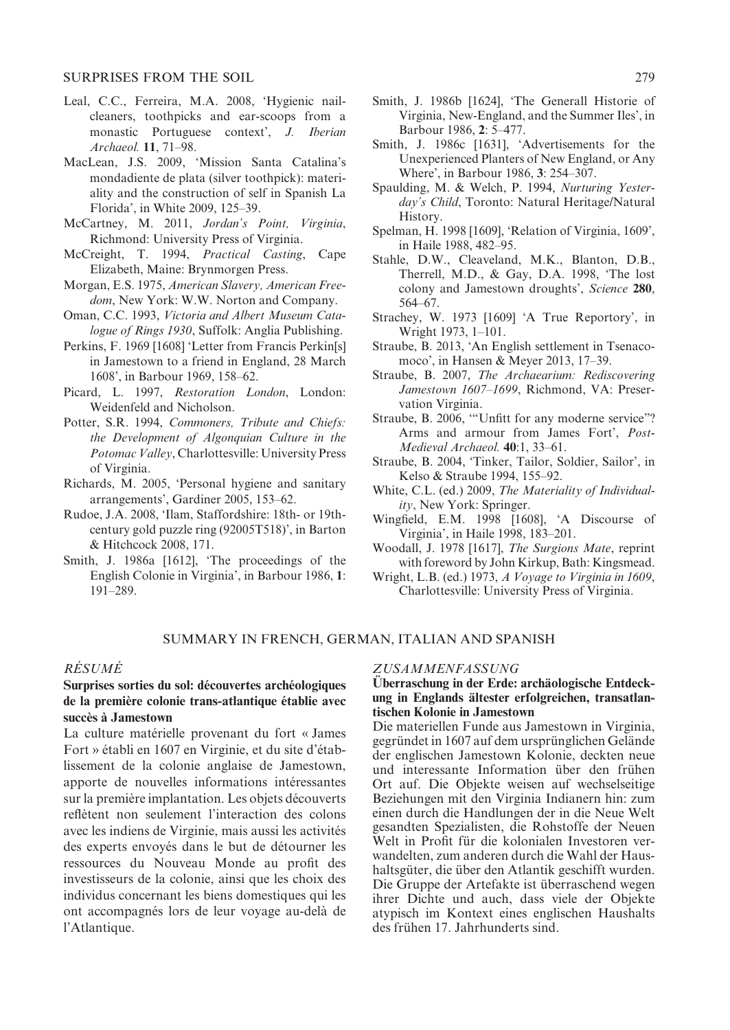Leal, C.C., Ferreira, M.A. 2008, 'Hygienic nail-cleaners, toothpicks and ear-scoops from a monastic Portuguese context', *J. Iberian Archaeol.* **11**, 71–98.

MacLean, J.S. 2009, 'Mission Santa Catalina's mondadiente de plata (silver toothpick): materiality and the construction of self in Spanish La Florida', in White 2009, 125–39.

McCartney, M. 2011, *Jordan's Point, Virginia*, Richmond: University Press of Virginia.

McCreight, T. 1994, *Practical Casting*, Cape Elizabeth, Maine: Brynmorgen Press.

Morgan, E.S. 1975, *American Slavery, American Freedom*, New York: W.W. Norton and Company.

Oman, C.C. 1993, *Victoria and Albert Museum Catalogue of Rings 1930*, Suffolk: Anglia Publishing.

Perkins, F. 1969 [1608] 'Letter from Francis Perkin[s] in Jamestown to a friend in England, 28 March 1608', in Barbour 1969, 158–62.

Picard, L. 1997, *Restoration London*, London: Weidenfeld and Nicholson.

Potter, S.R. 1994, *Commoners, Tribute and Chiefs: the Development of Algonquian Culture in the Potomac Valley*, Charlottesville: University Press of Virginia.

Richards, M. 2005, 'Personal hygiene and sanitary arrangements', Gardiner 2005, 153–62.

Rudoe, J.A. 2008, 'Ilam, Staffordshire: 18th- or 19th-century gold puzzle ring (92005T518)', in Barton & Hitchcock 2008, 171.

Smith, J. 1986a [1612], 'The proceedings of the English Colonie in Virginia', in Barbour 1986, **1**: 191–289.

Smith, J. 1986b [1624], 'The Generall Historie of Virginia, New-England, and the Summer Iles', in Barbour 1986, **2**: 5–477.

Smith, J. 1986c [1631], 'Advertisements for the Unexperienced Planters of New England, or Any Where', in Barbour 1986, **3**: 254–307.

Spaulding, M. & Welch, P. 1994, *Nurturing Yesterday's Child*, Toronto: Natural Heritage/Natural History.

Spelman, H. 1998 [1609], 'Relation of Virginia, 1609', in Haile 1988, 482–95.

Stahle, D.W., Cleaveland, M.K., Blanton, D.B., Therrell, M.D., & Gay, D.A. 1998, 'The lost colony and Jamestown droughts', *Science* **280**, 564–67.

Strachey, W. 1973 [1609] 'A True Reportory', in Wright 1973, 1–101.

Straube, B. 2013, 'An English settlement in Tsenacomoco', in Hansen & Meyer 2013, 17–39.

Straube, B. 2007, *The Archaearium: Rediscovering Jamestown 1607–1699*, Richmond, VA: Preservation Virginia.

Straube, B. 2006, '"Unfitt for any moderne service"? Arms and armour from James Fort', *Post-Medieval Archaeol.* **40**:1, 33–61.

Straube, B. 2004, 'Tinker, Tailor, Soldier, Sailor', in Kelso & Straube 1994, 155–92.

White, C.L. (ed.) 2009, *The Materiality of Individuality*, New York: Springer.

Wingfield, E.M. 1998 [1608], 'A Discourse of Virginia', in Haile 1998, 183–201.

Woodall, J. 1978 [1617], *The Surgions Mate*, reprint with foreword by John Kirkup, Bath: Kingsmead.

Wright, L.B. (ed.) 1973, *A Voyage to Virginia in 1609*, Charlottesville: University Press of Virginia.

## SUMMARY IN FRENCH, GERMAN, ITALIAN AND SPANISH

### *RÉSUMÉ*

**Surprises sorties du sol: découvertes archéologiques de la première colonie trans-atlantique établie avec succès à Jamestown**

La culture matérielle provenant du fort « James Fort » établi en 1607 en Virginie, et du site d'établissement de la colonie anglaise de Jamestown, apporte de nouvelles informations intéressantes sur la première implantation. Les objets découverts reflètent non seulement l'interaction des colons avec les indiens de Virginie, mais aussi les activités des experts envoyés dans le but de détourner les ressources du Nouveau Monde au profit des investisseurs de la colonie, ainsi que les choix des individus concernant les biens domestiques qui les ont accompagnés lors de leur voyage au-delà de l'Atlantique.

### *ZUSAMMENFASSUNG*

**Überraschung in der Erde: archäologische Entdeckung in Englands ältester erfolgreichen, transatlantischen Kolonie in Jamestown**

Die materiellen Funde aus Jamestown in Virginia, gegründet in 1607 auf dem ursprünglichen Gelände der englischen Jamestown Kolonie, deckten neue und interessante Information über den frühen Ort auf. Die Objekte weisen auf wechselseitige Beziehungen mit den Virginia Indianern hin: zum einen durch die Handlungen der in die Neue Welt gesandten Spezialisten, die Rohstoffe der Neuen Welt in Profit für die kolonialen Investoren verwandelten, zum anderen durch die Wahl der Haushaltsgüter, die über den Atlantik geschifft wurden. Die Gruppe der Artefakte ist überraschend wegen ihrer Dichte und auch, dass viele der Objekte atypisch im Kontext eines englischen Haushalts des frühen 17. Jahrhunderts sind.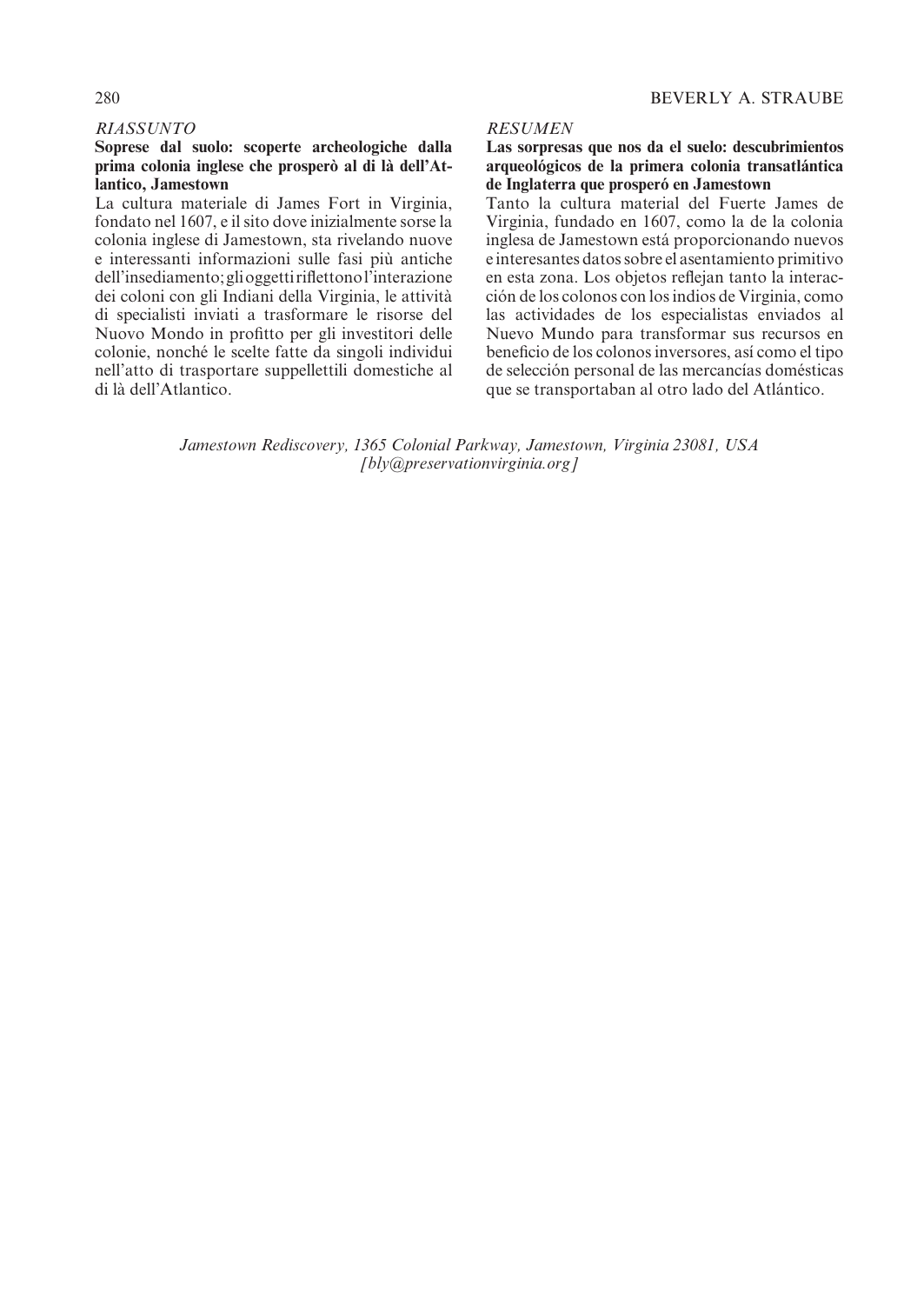*RIASSUNTO*

**Soprese dal suolo: scoperte archeologiche dalla prima colonia inglese che prosperò al di là dell'Atlantico, Jamestown**

La cultura materiale di James Fort in Virginia, fondato nel 1607, e il sito dove inizialmente sorse la colonia inglese di Jamestown, sta rivelando nuove e interessanti informazioni sulle fasi più antiche dell'insediamento; gli oggetti riflettono l'interazione dei coloni con gli Indiani della Virginia, le attività di specialisti inviati a trasformare le risorse del Nuovo Mondo in profitto per gli investitori delle colonie, nonché le scelte fatte da singoli individui nell'atto di trasportare suppellettili domestiche al di là dell'Atlantico.

*RESUMEN*

**Las sorpresas que nos da el suelo: descubrimientos arqueológicos de la primera colonia transatlántica de Inglaterra que prosperó en Jamestown**

Tanto la cultura material del Fuerte James de Virginia, fundado en 1607, como la de la colonia inglesa de Jamestown está proporcionando nuevos e interesantes datos sobre el asentamiento primitivo en esta zona. Los objetos reflejan tanto la interacción de los colonos con los indios de Virginia, como las actividades de los especialistas enviados al Nuevo Mundo para transformar sus recursos en beneficio de los colonos inversores, así como el tipo de selección personal de las mercancías domésticas que se transportaban al otro lado del Atlántico.

*Jamestown Rediscovery, 1365 Colonial Parkway, Jamestown, Virginia 23081, USA [bly@preservationvirginia.org]*